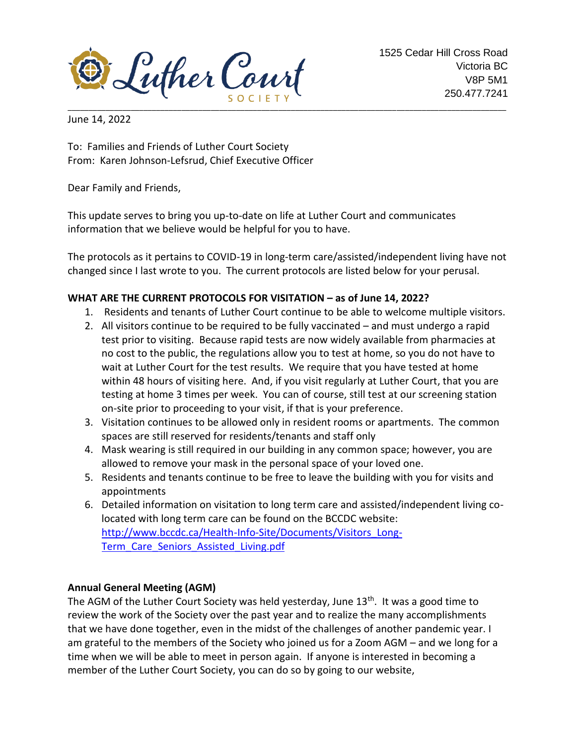Luther Court SOCIETY

1525 Cedar Hill Cross Road
Victoria BC
V8P 5M1
250.477.7241

June 14, 2022

To: Families and Friends of Luther Court Society
From: Karen Johnson-Lefsrud, Chief Executive Officer

Dear Family and Friends,

This update serves to bring you up-to-date on life at Luther Court and communicates information that we believe would be helpful for you to have.

The protocols as it pertains to COVID-19 in long-term care/assisted/independent living have not changed since I last wrote to you. The current protocols are listed below for your perusal.

**WHAT ARE THE CURRENT PROTOCOLS FOR VISITATION – as of June 14, 2022?**

1. Residents and tenants of Luther Court continue to be able to welcome multiple visitors.
2. All visitors continue to be required to be fully vaccinated – and must undergo a rapid test prior to visiting. Because rapid tests are now widely available from pharmacies at no cost to the public, the regulations allow you to test at home, so you do not have to wait at Luther Court for the test results. We require that you have tested at home within 48 hours of visiting here. And, if you visit regularly at Luther Court, that you are testing at home 3 times per week. You can of course, still test at our screening station on-site prior to proceeding to your visit, if that is your preference.
3. Visitation continues to be allowed only in resident rooms or apartments. The common spaces are still reserved for residents/tenants and staff only
4. Mask wearing is still required in our building in any common space; however, you are allowed to remove your mask in the personal space of your loved one.
5. Residents and tenants continue to be free to leave the building with you for visits and appointments
6. Detailed information on visitation to long term care and assisted/independent living co-located with long term care can be found on the BCCDC website: [http://www.bccdc.ca/Health-Info-Site/Documents/Visitors_Long-Term_Care_Seniors_Assisted_Living.pdf](http://www.bccdc.ca/Health-Info-Site/Documents/Visitors_Long-Term_Care_Seniors_Assisted_Living.pdf)

**Annual General Meeting (AGM)**

The AGM of the Luther Court Society was held yesterday, June 13th. It was a good time to review the work of the Society over the past year and to realize the many accomplishments that we have done together, even in the midst of the challenges of another pandemic year. I am grateful to the members of the Society who joined us for a Zoom AGM – and we long for a time when we will be able to meet in person again. If anyone is interested in becoming a member of the Luther Court Society, you can do so by going to our website,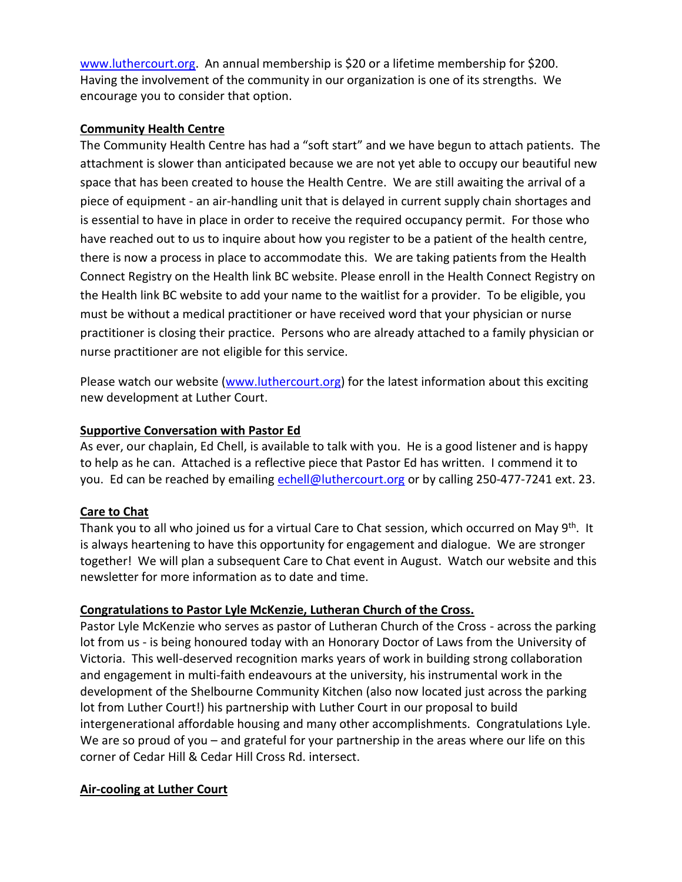[www.luthercourt.org](http://www.luthercourt.org). An annual membership is $20 or a lifetime membership for $200. Having the involvement of the community in our organization is one of its strengths. We encourage you to consider that option.

**Community Health Centre**

The Community Health Centre has had a "soft start" and we have begun to attach patients. The attachment is slower than anticipated because we are not yet able to occupy our beautiful new space that has been created to house the Health Centre. We are still awaiting the arrival of a piece of equipment - an air-handling unit that is delayed in current supply chain shortages and is essential to have in place in order to receive the required occupancy permit. For those who have reached out to us to inquire about how you register to be a patient of the health centre, there is now a process in place to accommodate this. We are taking patients from the Health Connect Registry on the Health link BC website. Please enroll in the Health Connect Registry on the Health link BC website to add your name to the waitlist for a provider. To be eligible, you must be without a medical practitioner or have received word that your physician or nurse practitioner is closing their practice. Persons who are already attached to a family physician or nurse practitioner are not eligible for this service.

Please watch our website ([www.luthercourt.org](http://www.luthercourt.org)) for the latest information about this exciting new development at Luther Court.

**Supportive Conversation with Pastor Ed**

As ever, our chaplain, Ed Chell, is available to talk with you. He is a good listener and is happy to help as he can. Attached is a reflective piece that Pastor Ed has written. I commend it to you. Ed can be reached by emailing [echell@luthercourt.org](mailto:echell@luthercourt.org) or by calling 250-477-7241 ext. 23.

**Care to Chat**

Thank you to all who joined us for a virtual Care to Chat session, which occurred on May 9th. It is always heartening to have this opportunity for engagement and dialogue. We are stronger together! We will plan a subsequent Care to Chat event in August. Watch our website and this newsletter for more information as to date and time.

**Congratulations to Pastor Lyle McKenzie, Lutheran Church of the Cross.**

Pastor Lyle McKenzie who serves as pastor of Lutheran Church of the Cross - across the parking lot from us - is being honoured today with an Honorary Doctor of Laws from the University of Victoria. This well-deserved recognition marks years of work in building strong collaboration and engagement in multi-faith endeavours at the university, his instrumental work in the development of the Shelbourne Community Kitchen (also now located just across the parking lot from Luther Court!) his partnership with Luther Court in our proposal to build intergenerational affordable housing and many other accomplishments. Congratulations Lyle. We are so proud of you – and grateful for your partnership in the areas where our life on this corner of Cedar Hill & Cedar Hill Cross Rd. intersect.

**Air-cooling at Luther Court**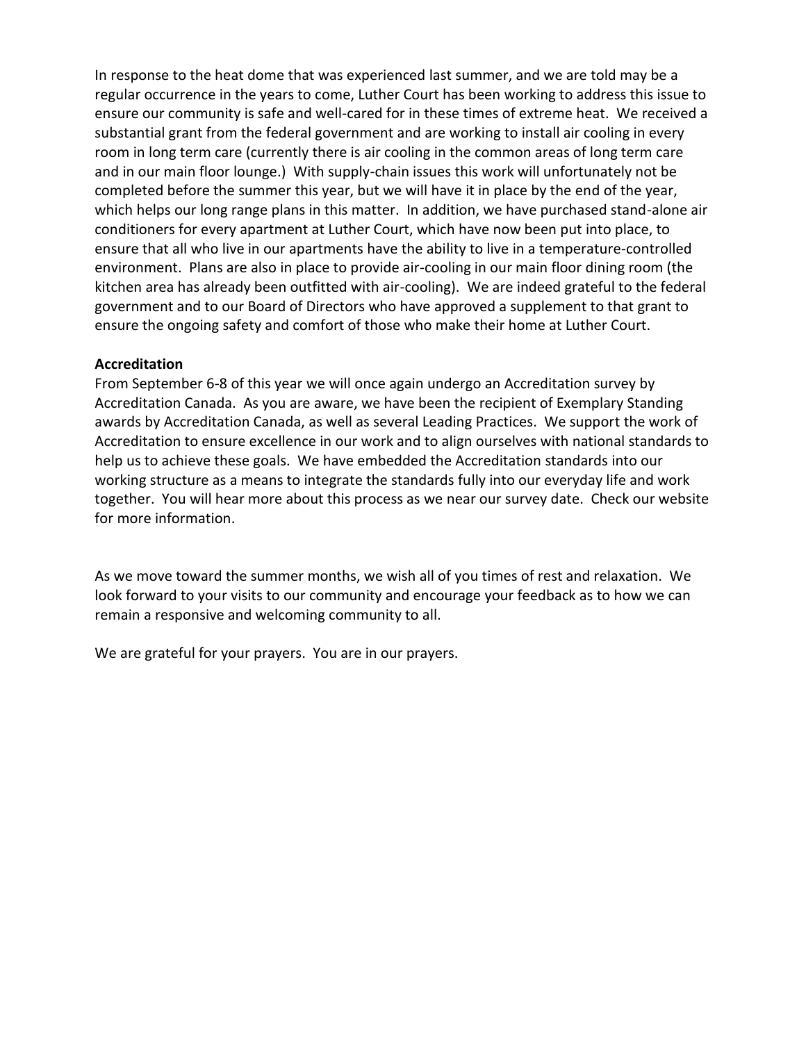In response to the heat dome that was experienced last summer, and we are told may be a regular occurrence in the years to come, Luther Court has been working to address this issue to ensure our community is safe and well-cared for in these times of extreme heat. We received a substantial grant from the federal government and are working to install air cooling in every room in long term care (currently there is air cooling in the common areas of long term care and in our main floor lounge.) With supply-chain issues this work will unfortunately not be completed before the summer this year, but we will have it in place by the end of the year, which helps our long range plans in this matter. In addition, we have purchased stand-alone air conditioners for every apartment at Luther Court, which have now been put into place, to ensure that all who live in our apartments have the ability to live in a temperature-controlled environment. Plans are also in place to provide air-cooling in our main floor dining room (the kitchen area has already been outfitted with air-cooling). We are indeed grateful to the federal government and to our Board of Directors who have approved a supplement to that grant to ensure the ongoing safety and comfort of those who make their home at Luther Court.

**Accreditation**

From September 6-8 of this year we will once again undergo an Accreditation survey by Accreditation Canada. As you are aware, we have been the recipient of Exemplary Standing awards by Accreditation Canada, as well as several Leading Practices. We support the work of Accreditation to ensure excellence in our work and to align ourselves with national standards to help us to achieve these goals. We have embedded the Accreditation standards into our working structure as a means to integrate the standards fully into our everyday life and work together. You will hear more about this process as we near our survey date. Check our website for more information.

As we move toward the summer months, we wish all of you times of rest and relaxation. We look forward to your visits to our community and encourage your feedback as to how we can remain a responsive and welcoming community to all.

We are grateful for your prayers. You are in our prayers.